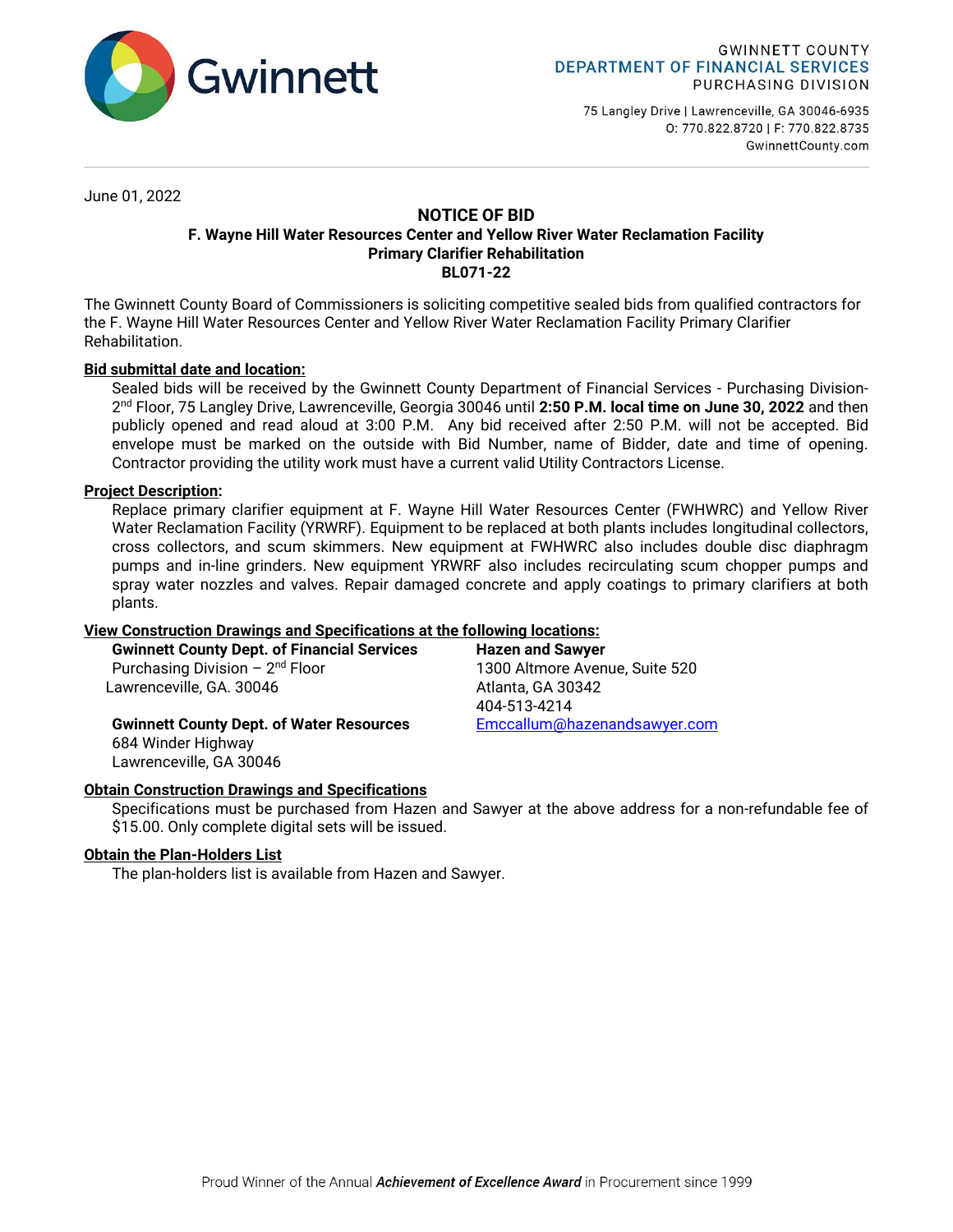Gwinnett

GWINNETT COUNTY
DEPARTMENT OF FINANCIAL SERVICES
PURCHASING DIVISION

75 Langley Drive | Lawrenceville, GA 30046-6935
O: 770.822.8720 | F: 770.822.8735
GwinnettCounty.com

June 01, 2022

# NOTICE OF BID

## F. Wayne Hill Water Resources Center and Yellow River Water Reclamation Facility Primary Clarifier Rehabilitation

## BL071-22

The Gwinnett County Board of Commissioners is soliciting competitive sealed bids from qualified contractors for the F. Wayne Hill Water Resources Center and Yellow River Water Reclamation Facility Primary Clarifier Rehabilitation.

**Bid submittal date and location:**

Sealed bids will be received by the Gwinnett County Department of Financial Services - Purchasing Division- 2nd Floor, 75 Langley Drive, Lawrenceville, Georgia 30046 until **2:50 P.M. local time on June 30, 2022** and then publicly opened and read aloud at 3:00 P.M. Any bid received after 2:50 P.M. will not be accepted. Bid envelope must be marked on the outside with Bid Number, name of Bidder, date and time of opening. Contractor providing the utility work must have a current valid Utility Contractors License.

**Project Description:**

Replace primary clarifier equipment at F. Wayne Hill Water Resources Center (FWHWRC) and Yellow River Water Reclamation Facility (YRWRF). Equipment to be replaced at both plants includes longitudinal collectors, cross collectors, and scum skimmers. New equipment at FWHWRC also includes double disc diaphragm pumps and in-line grinders. New equipment YRWRF also includes recirculating scum chopper pumps and spray water nozzles and valves. Repair damaged concrete and apply coatings to primary clarifiers at both plants.

**View Construction Drawings and Specifications at the following locations:**

**Gwinnett County Dept. of Financial Services**
Purchasing Division – 2nd Floor
Lawrenceville, GA. 30046

**Gwinnett County Dept. of Water Resources**
684 Winder Highway
Lawrenceville, GA 30046

**Hazen and Sawyer**
1300 Altmore Avenue, Suite 520
Atlanta, GA 30342
404-513-4214
Emccallum@hazenandsawyer.com

**Obtain Construction Drawings and Specifications**

Specifications must be purchased from Hazen and Sawyer at the above address for a non-refundable fee of $15.00. Only complete digital sets will be issued.

**Obtain the Plan-Holders List**

The plan-holders list is available from Hazen and Sawyer.

Proud Winner of the Annual ***Achievement of Excellence Award*** in Procurement since 1999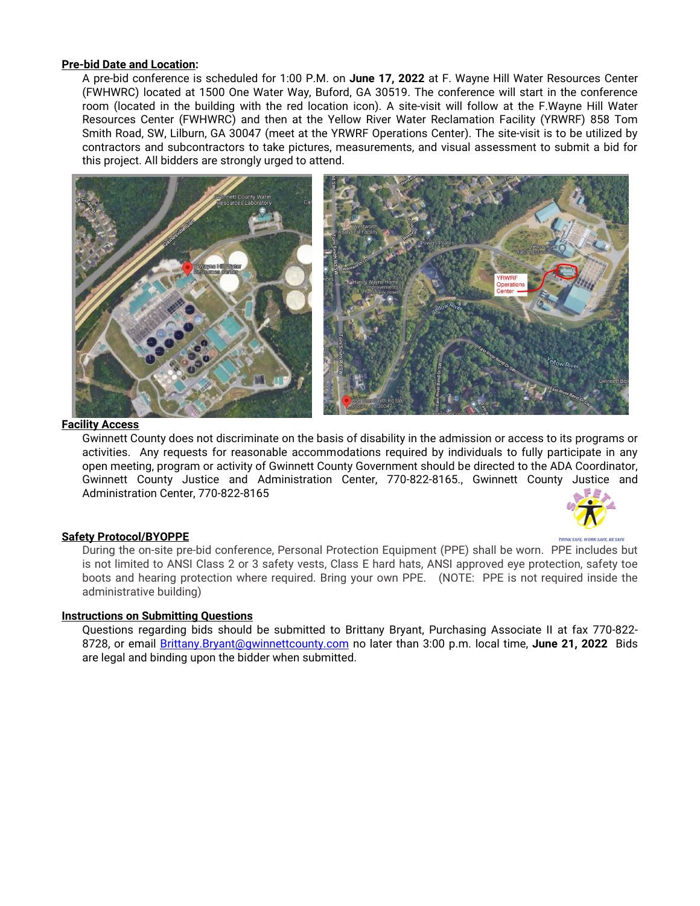**Pre-bid Date and Location:**

A pre-bid conference is scheduled for 1:00 P.M. on **June 17, 2022** at F. Wayne Hill Water Resources Center (FWHWRC) located at 1500 One Water Way, Buford, GA 30519. The conference will start in the conference room (located in the building with the red location icon). A site-visit will follow at the F.Wayne Hill Water Resources Center (FWHWRC) and then at the Yellow River Water Reclamation Facility (YRWRF) 858 Tom Smith Road, SW, Lilburn, GA 30047 (meet at the YRWRF Operations Center). The site-visit is to be utilized by contractors and subcontractors to take pictures, measurements, and visual assessment to submit a bid for this project. All bidders are strongly urged to attend.

**Facility Access**

Gwinnett County does not discriminate on the basis of disability in the admission or access to its programs or activities. Any requests for reasonable accommodations required by individuals to fully participate in any open meeting, program or activity of Gwinnett County Government should be directed to the ADA Coordinator, Gwinnett County Justice and Administration Center, 770-822-8165., Gwinnett County Justice and Administration Center, 770-822-8165

**Safety Protocol/BYOPPE**

During the on-site pre-bid conference, Personal Protection Equipment (PPE) shall be worn. PPE includes but is not limited to ANSI Class 2 or 3 safety vests, Class E hard hats, ANSI approved eye protection, safety toe boots and hearing protection where required. Bring your own PPE. (NOTE: PPE is not required inside the administrative building)

**Instructions on Submitting Questions**

Questions regarding bids should be submitted to Brittany Bryant, Purchasing Associate II at fax 770-822-8728, or email Brittany.Bryant@gwinnettcounty.com no later than 3:00 p.m. local time, **June 21, 2022** Bids are legal and binding upon the bidder when submitted.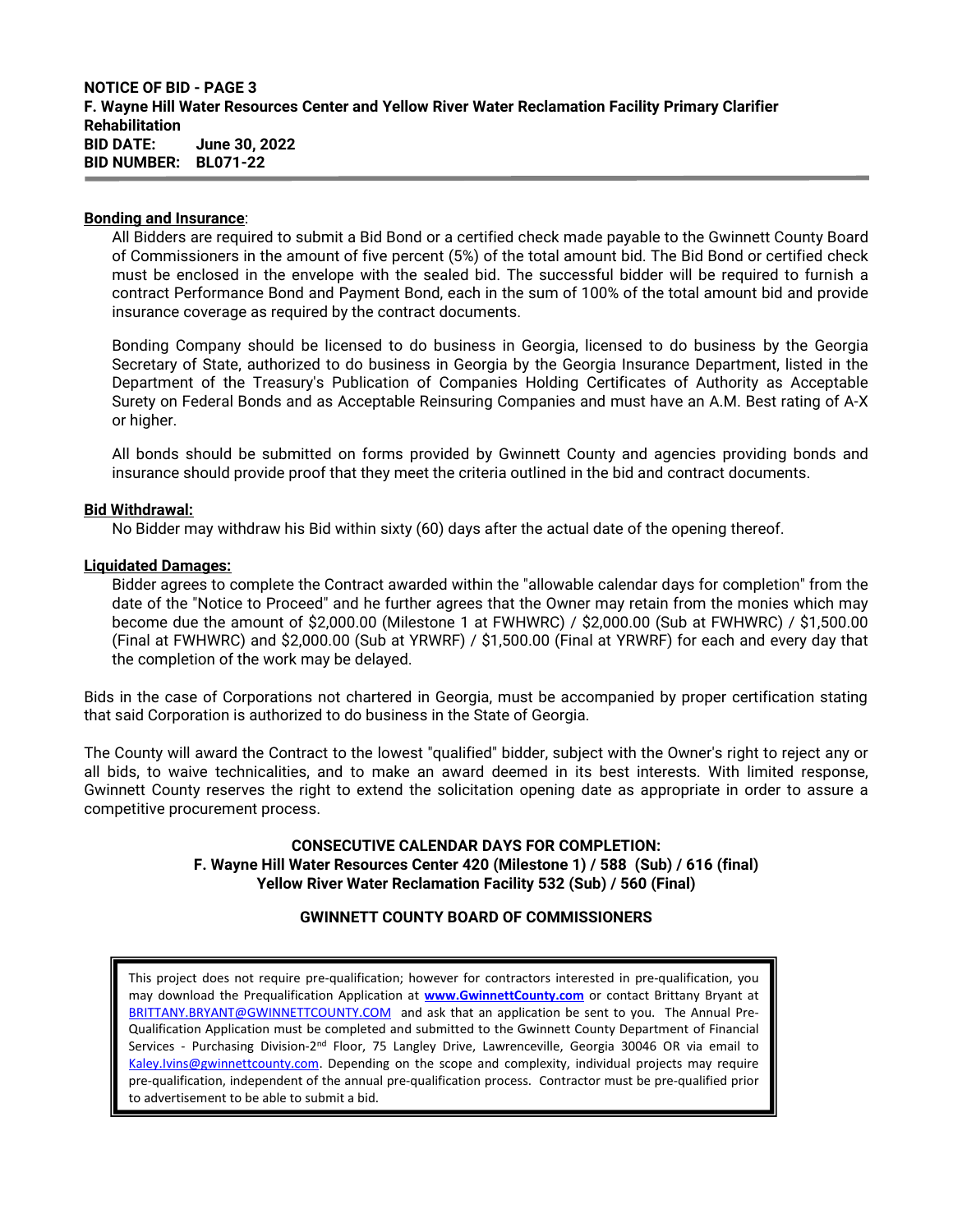**NOTICE OF BID - PAGE 3**
**F. Wayne Hill Water Resources Center and Yellow River Water Reclamation Facility Primary Clarifier Rehabilitation**
**BID DATE: June 30, 2022**
**BID NUMBER: BL071-22**

**Bonding and Insurance**:

All Bidders are required to submit a Bid Bond or a certified check made payable to the Gwinnett County Board of Commissioners in the amount of five percent (5%) of the total amount bid. The Bid Bond or certified check must be enclosed in the envelope with the sealed bid. The successful bidder will be required to furnish a contract Performance Bond and Payment Bond, each in the sum of 100% of the total amount bid and provide insurance coverage as required by the contract documents.

Bonding Company should be licensed to do business in Georgia, licensed to do business by the Georgia Secretary of State, authorized to do business in Georgia by the Georgia Insurance Department, listed in the Department of the Treasury's Publication of Companies Holding Certificates of Authority as Acceptable Surety on Federal Bonds and as Acceptable Reinsuring Companies and must have an A.M. Best rating of A-X or higher.

All bonds should be submitted on forms provided by Gwinnett County and agencies providing bonds and insurance should provide proof that they meet the criteria outlined in the bid and contract documents.

**Bid Withdrawal:**

No Bidder may withdraw his Bid within sixty (60) days after the actual date of the opening thereof.

**Liquidated Damages:**

Bidder agrees to complete the Contract awarded within the "allowable calendar days for completion" from the date of the "Notice to Proceed" and he further agrees that the Owner may retain from the monies which may become due the amount of $2,000.00 (Milestone 1 at FWHWRC) / $2,000.00 (Sub at FWHWRC) / $1,500.00 (Final at FWHWRC) and $2,000.00 (Sub at YRWRF) / $1,500.00 (Final at YRWRF) for each and every day that the completion of the work may be delayed.

Bids in the case of Corporations not chartered in Georgia, must be accompanied by proper certification stating that said Corporation is authorized to do business in the State of Georgia.

The County will award the Contract to the lowest "qualified" bidder, subject with the Owner's right to reject any or all bids, to waive technicalities, and to make an award deemed in its best interests. With limited response, Gwinnett County reserves the right to extend the solicitation opening date as appropriate in order to assure a competitive procurement process.

**CONSECUTIVE CALENDAR DAYS FOR COMPLETION:**
**F. Wayne Hill Water Resources Center 420 (Milestone 1) / 588 (Sub) / 616 (final)**
**Yellow River Water Reclamation Facility 532 (Sub) / 560 (Final)**

**GWINNETT COUNTY BOARD OF COMMISSIONERS**

This project does not require pre-qualification; however for contractors interested in pre-qualification, you may download the Prequalification Application at **www.GwinnettCounty.com** or contact Brittany Bryant at BRITTANY.BRYANT@GWINNETTCOUNTY.COM and ask that an application be sent to you. The Annual Pre-Qualification Application must be completed and submitted to the Gwinnett County Department of Financial Services - Purchasing Division-2nd Floor, 75 Langley Drive, Lawrenceville, Georgia 30046 OR via email to Kaley.Ivins@gwinnettcounty.com. Depending on the scope and complexity, individual projects may require pre-qualification, independent of the annual pre-qualification process. Contractor must be pre-qualified prior to advertisement to be able to submit a bid.